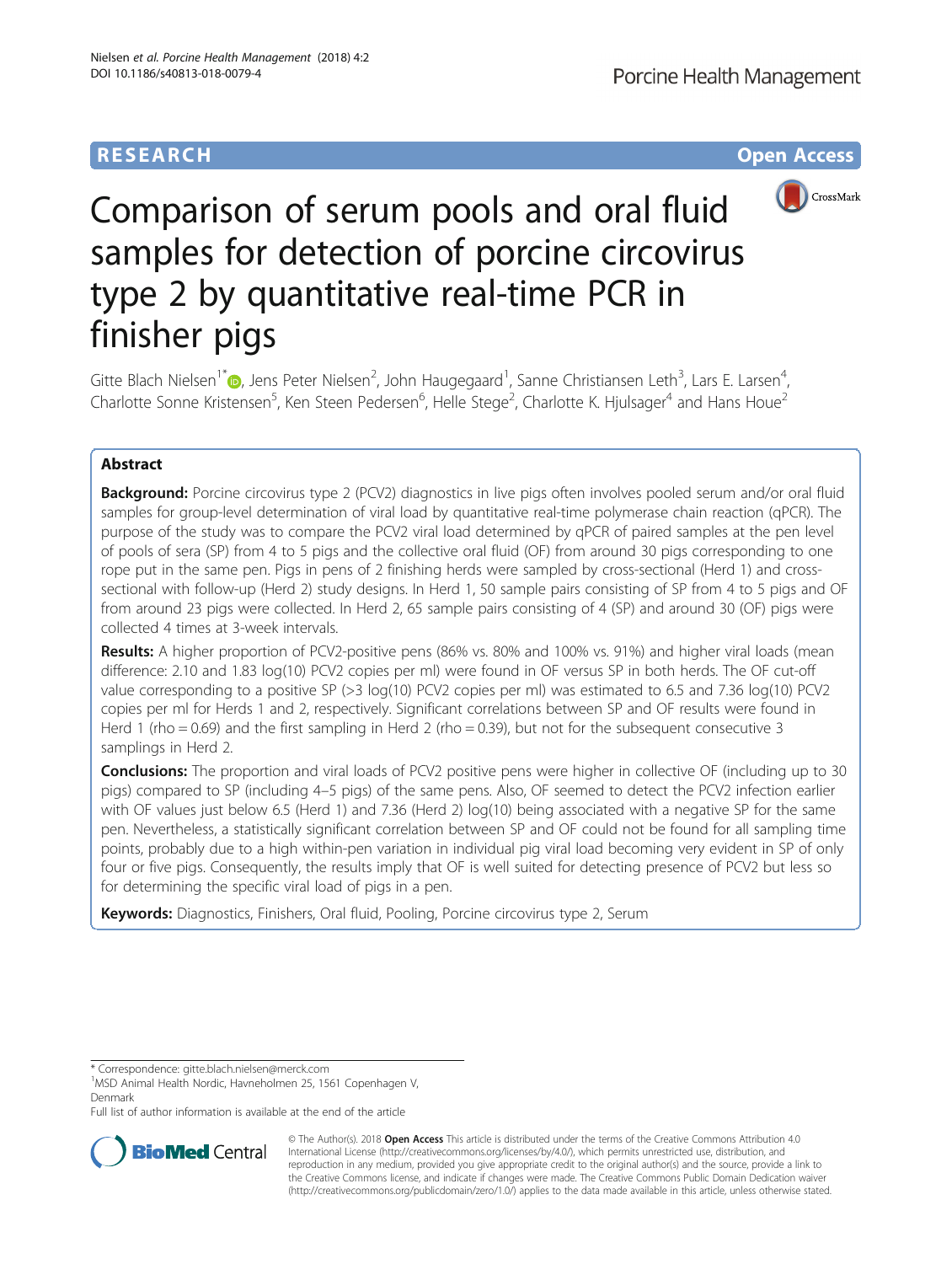**RESEARCH** **Open Access**

# Comparison of serum pools and oral fluid samples for detection of porcine circovirus type 2 by quantitative real-time PCR in finisher pigs

Gitte Blach Nielsen[1*], Jens Peter Nielsen[2], John Haugegaard[1], Sanne Christiansen Leth[3], Lars E. Larsen[4], Charlotte Sonne Kristensen[5], Ken Steen Pedersen[6], Helle Stege[2], Charlotte K. Hjulsager[4] and Hans Houe[2]

## Abstract

**Background:** Porcine circovirus type 2 (PCV2) diagnostics in live pigs often involves pooled serum and/or oral fluid samples for group-level determination of viral load by quantitative real-time polymerase chain reaction (qPCR). The purpose of the study was to compare the PCV2 viral load determined by qPCR of paired samples at the pen level of pools of sera (SP) from 4 to 5 pigs and the collective oral fluid (OF) from around 30 pigs corresponding to one rope put in the same pen. Pigs in pens of 2 finishing herds were sampled by cross-sectional (Herd 1) and cross-sectional with follow-up (Herd 2) study designs. In Herd 1, 50 sample pairs consisting of SP from 4 to 5 pigs and OF from around 23 pigs were collected. In Herd 2, 65 sample pairs consisting of 4 (SP) and around 30 (OF) pigs were collected 4 times at 3-week intervals.

**Results:** A higher proportion of PCV2-positive pens (86% vs. 80% and 100% vs. 91%) and higher viral loads (mean difference: 2.10 and 1.83 log(10) PCV2 copies per ml) were found in OF versus SP in both herds. The OF cut-off value corresponding to a positive SP (>3 log(10) PCV2 copies per ml) was estimated to 6.5 and 7.36 log(10) PCV2 copies per ml for Herds 1 and 2, respectively. Significant correlations between SP and OF results were found in Herd 1 (rho = 0.69) and the first sampling in Herd 2 (rho = 0.39), but not for the subsequent consecutive 3 samplings in Herd 2.

**Conclusions:** The proportion and viral loads of PCV2 positive pens were higher in collective OF (including up to 30 pigs) compared to SP (including 4–5 pigs) of the same pens. Also, OF seemed to detect the PCV2 infection earlier with OF values just below 6.5 (Herd 1) and 7.36 (Herd 2) log(10) being associated with a negative SP for the same pen. Nevertheless, a statistically significant correlation between SP and OF could not be found for all sampling time points, probably due to a high within-pen variation in individual pig viral load becoming very evident in SP of only four or five pigs. Consequently, the results imply that OF is well suited for detecting presence of PCV2 but less so for determining the specific viral load of pigs in a pen.

**Keywords:** Diagnostics, Finishers, Oral fluid, Pooling, Porcine circovirus type 2, Serum

---

\* Correspondence: gitte.blach.nielsen@merck.com

[1]MSD Animal Health Nordic, Havneholmen 25, 1561 Copenhagen V, Denmark

Full list of author information is available at the end of the article

© The Author(s). 2018 **Open Access** This article is distributed under the terms of the Creative Commons Attribution 4.0 International License (http://creativecommons.org/licenses/by/4.0/), which permits unrestricted use, distribution, and reproduction in any medium, provided you give appropriate credit to the original author(s) and the source, provide a link to the Creative Commons license, and indicate if changes were made. The Creative Commons Public Domain Dedication waiver (http://creativecommons.org/publicdomain/zero/1.0/) applies to the data made available in this article, unless otherwise stated.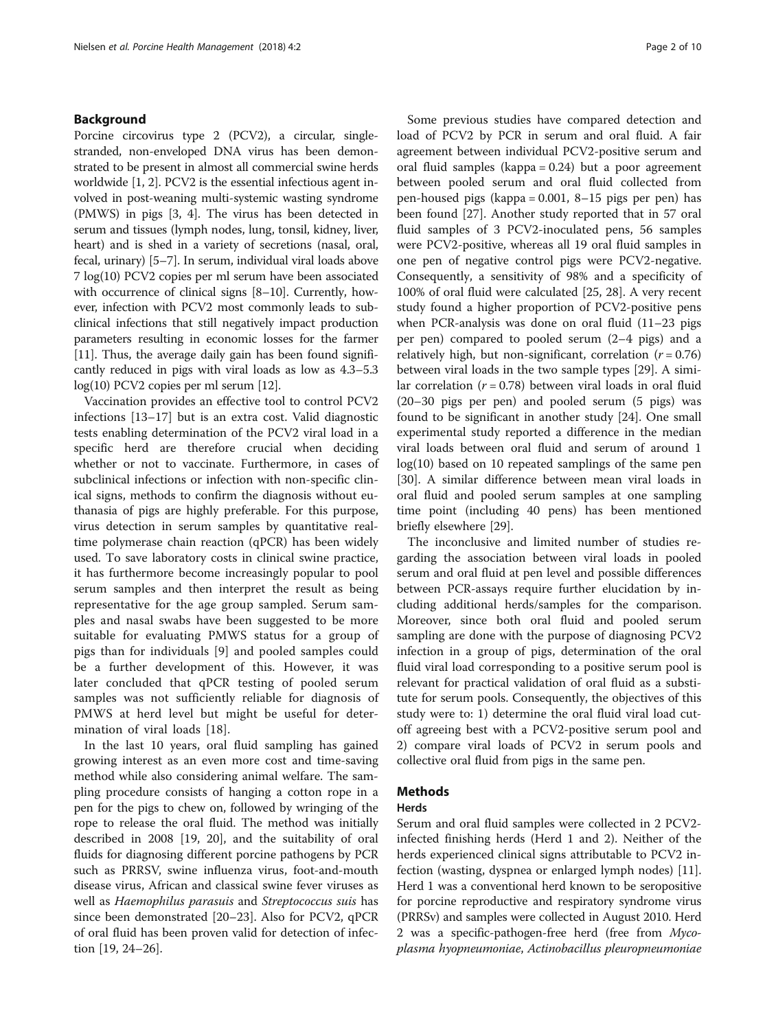## Background

Porcine circovirus type 2 (PCV2), a circular, single-stranded, non-enveloped DNA virus has been demonstrated to be present in almost all commercial swine herds worldwide [1, 2]. PCV2 is the essential infectious agent involved in post-weaning multi-systemic wasting syndrome (PMWS) in pigs [3, 4]. The virus has been detected in serum and tissues (lymph nodes, lung, tonsil, kidney, liver, heart) and is shed in a variety of secretions (nasal, oral, fecal, urinary) [5–7]. In serum, individual viral loads above 7 log(10) PCV2 copies per ml serum have been associated with occurrence of clinical signs [8–10]. Currently, however, infection with PCV2 most commonly leads to subclinical infections that still negatively impact production parameters resulting in economic losses for the farmer [11]. Thus, the average daily gain has been found significantly reduced in pigs with viral loads as low as 4.3–5.3 log(10) PCV2 copies per ml serum [12].

Vaccination provides an effective tool to control PCV2 infections [13–17] but is an extra cost. Valid diagnostic tests enabling determination of the PCV2 viral load in a specific herd are therefore crucial when deciding whether or not to vaccinate. Furthermore, in cases of subclinical infections or infection with non-specific clinical signs, methods to confirm the diagnosis without euthanasia of pigs are highly preferable. For this purpose, virus detection in serum samples by quantitative real-time polymerase chain reaction (qPCR) has been widely used. To save laboratory costs in clinical swine practice, it has furthermore become increasingly popular to pool serum samples and then interpret the result as being representative for the age group sampled. Serum samples and nasal swabs have been suggested to be more suitable for evaluating PMWS status for a group of pigs than for individuals [9] and pooled samples could be a further development of this. However, it was later concluded that qPCR testing of pooled serum samples was not sufficiently reliable for diagnosis of PMWS at herd level but might be useful for determination of viral loads [18].

In the last 10 years, oral fluid sampling has gained growing interest as an even more cost and time-saving method while also considering animal welfare. The sampling procedure consists of hanging a cotton rope in a pen for the pigs to chew on, followed by wringing of the rope to release the oral fluid. The method was initially described in 2008 [19, 20], and the suitability of oral fluids for diagnosing different porcine pathogens by PCR such as PRRSV, swine influenza virus, foot-and-mouth disease virus, African and classical swine fever viruses as well as *Haemophilus parasuis* and *Streptococcus suis* has since been demonstrated [20–23]. Also for PCV2, qPCR of oral fluid has been proven valid for detection of infection [19, 24–26].

Some previous studies have compared detection and load of PCV2 by PCR in serum and oral fluid. A fair agreement between individual PCV2-positive serum and oral fluid samples (kappa = 0.24) but a poor agreement between pooled serum and oral fluid collected from pen-housed pigs (kappa = 0.001, 8–15 pigs per pen) has been found [27]. Another study reported that in 57 oral fluid samples of 3 PCV2-inoculated pens, 56 samples were PCV2-positive, whereas all 19 oral fluid samples in one pen of negative control pigs were PCV2-negative. Consequently, a sensitivity of 98% and a specificity of 100% of oral fluid were calculated [25, 28]. A very recent study found a higher proportion of PCV2-positive pens when PCR-analysis was done on oral fluid (11–23 pigs per pen) compared to pooled serum (2–4 pigs) and a relatively high, but non-significant, correlation ($r = 0.76$) between viral loads in the two sample types [29]. A similar correlation ($r = 0.78$) between viral loads in oral fluid (20–30 pigs per pen) and pooled serum (5 pigs) was found to be significant in another study [24]. One small experimental study reported a difference in the median viral loads between oral fluid and serum of around 1 log(10) based on 10 repeated samplings of the same pen [30]. A similar difference between mean viral loads in oral fluid and pooled serum samples at one sampling time point (including 40 pens) has been mentioned briefly elsewhere [29].

The inconclusive and limited number of studies regarding the association between viral loads in pooled serum and oral fluid at pen level and possible differences between PCR-assays require further elucidation by including additional herds/samples for the comparison. Moreover, since both oral fluid and pooled serum sampling are done with the purpose of diagnosing PCV2 infection in a group of pigs, determination of the oral fluid viral load corresponding to a positive serum pool is relevant for practical validation of oral fluid as a substitute for serum pools. Consequently, the objectives of this study were to: 1) determine the oral fluid viral load cutoff agreeing best with a PCV2-positive serum pool and 2) compare viral loads of PCV2 in serum pools and collective oral fluid from pigs in the same pen.

## Methods

### Herds

Serum and oral fluid samples were collected in 2 PCV2-infected finishing herds (Herd 1 and 2). Neither of the herds experienced clinical signs attributable to PCV2 infection (wasting, dyspnea or enlarged lymph nodes) [11]. Herd 1 was a conventional herd known to be seropositive for porcine reproductive and respiratory syndrome virus (PRRSv) and samples were collected in August 2010. Herd 2 was a specific-pathogen-free herd (free from *Mycoplasma hyopneumoniae*, *Actinobacillus pleuropneumoniae*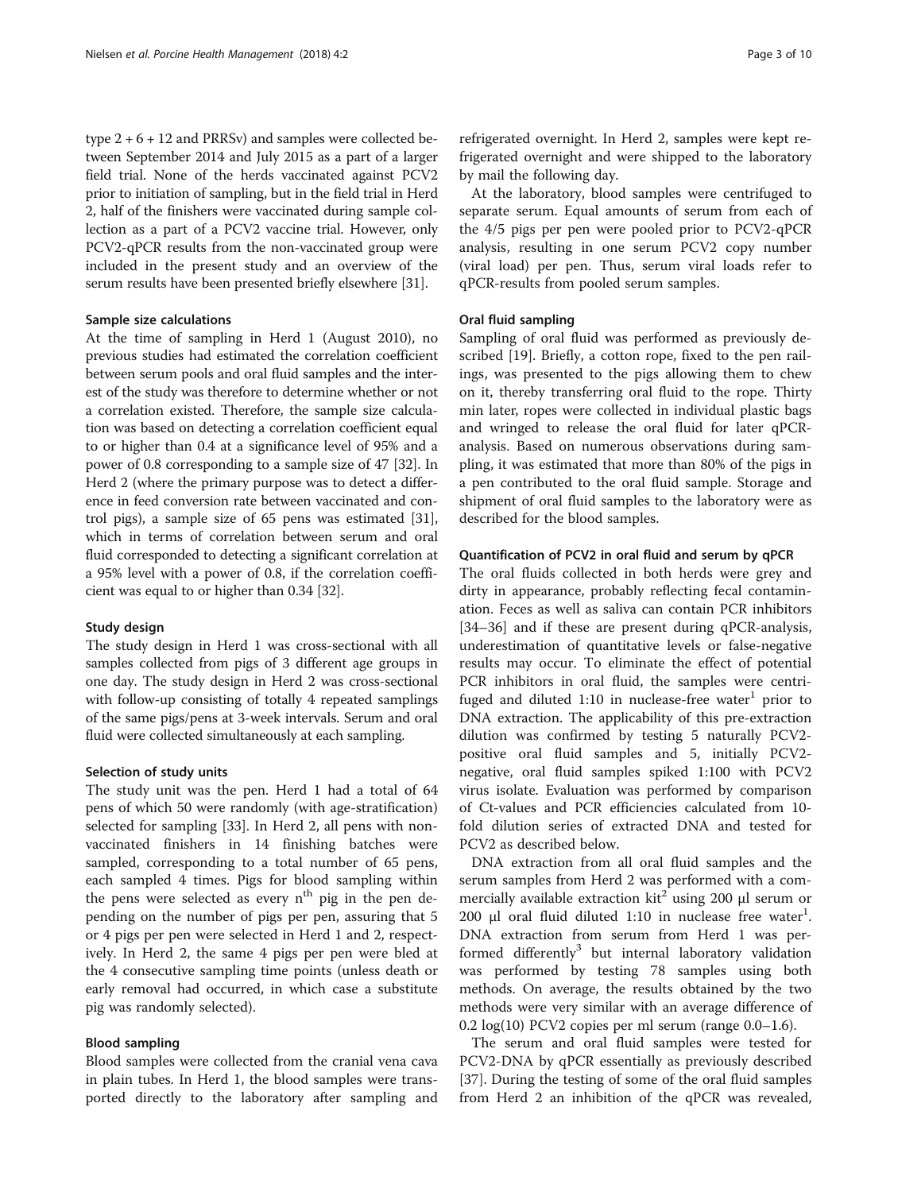type 2 + 6 + 12 and PRRSv) and samples were collected between September 2014 and July 2015 as a part of a larger field trial. None of the herds vaccinated against PCV2 prior to initiation of sampling, but in the field trial in Herd 2, half of the finishers were vaccinated during sample collection as a part of a PCV2 vaccine trial. However, only PCV2-qPCR results from the non-vaccinated group were included in the present study and an overview of the serum results have been presented briefly elsewhere [31].

### Sample size calculations

At the time of sampling in Herd 1 (August 2010), no previous studies had estimated the correlation coefficient between serum pools and oral fluid samples and the interest of the study was therefore to determine whether or not a correlation existed. Therefore, the sample size calculation was based on detecting a correlation coefficient equal to or higher than 0.4 at a significance level of 95% and a power of 0.8 corresponding to a sample size of 47 [32]. In Herd 2 (where the primary purpose was to detect a difference in feed conversion rate between vaccinated and control pigs), a sample size of 65 pens was estimated [31], which in terms of correlation between serum and oral fluid corresponded to detecting a significant correlation at a 95% level with a power of 0.8, if the correlation coefficient was equal to or higher than 0.34 [32].

### Study design

The study design in Herd 1 was cross-sectional with all samples collected from pigs of 3 different age groups in one day. The study design in Herd 2 was cross-sectional with follow-up consisting of totally 4 repeated samplings of the same pigs/pens at 3-week intervals. Serum and oral fluid were collected simultaneously at each sampling.

### Selection of study units

The study unit was the pen. Herd 1 had a total of 64 pens of which 50 were randomly (with age-stratification) selected for sampling [33]. In Herd 2, all pens with non-vaccinated finishers in 14 finishing batches were sampled, corresponding to a total number of 65 pens, each sampled 4 times. Pigs for blood sampling within the pens were selected as every $n^{th}$ pig in the pen depending on the number of pigs per pen, assuring that 5 or 4 pigs per pen were selected in Herd 1 and 2, respectively. In Herd 2, the same 4 pigs per pen were bled at the 4 consecutive sampling time points (unless death or early removal had occurred, in which case a substitute pig was randomly selected).

### Blood sampling

Blood samples were collected from the cranial vena cava in plain tubes. In Herd 1, the blood samples were transported directly to the laboratory after sampling and refrigerated overnight. In Herd 2, samples were kept refrigerated overnight and were shipped to the laboratory by mail the following day.

At the laboratory, blood samples were centrifuged to separate serum. Equal amounts of serum from each of the 4/5 pigs per pen were pooled prior to PCV2-qPCR analysis, resulting in one serum PCV2 copy number (viral load) per pen. Thus, serum viral loads refer to qPCR-results from pooled serum samples.

### Oral fluid sampling

Sampling of oral fluid was performed as previously described [19]. Briefly, a cotton rope, fixed to the pen railings, was presented to the pigs allowing them to chew on it, thereby transferring oral fluid to the rope. Thirty min later, ropes were collected in individual plastic bags and wringed to release the oral fluid for later qPCR-analysis. Based on numerous observations during sampling, it was estimated that more than 80% of the pigs in a pen contributed to the oral fluid sample. Storage and shipment of oral fluid samples to the laboratory were as described for the blood samples.

### Quantification of PCV2 in oral fluid and serum by qPCR

The oral fluids collected in both herds were grey and dirty in appearance, probably reflecting fecal contamination. Feces as well as saliva can contain PCR inhibitors [34–36] and if these are present during qPCR-analysis, underestimation of quantitative levels or false-negative results may occur. To eliminate the effect of potential PCR inhibitors in oral fluid, the samples were centrifuged and diluted 1:10 in nuclease-free water[1] prior to DNA extraction. The applicability of this pre-extraction dilution was confirmed by testing 5 naturally PCV2-positive oral fluid samples and 5, initially PCV2-negative, oral fluid samples spiked 1:100 with PCV2 virus isolate. Evaluation was performed by comparison of Ct-values and PCR efficiencies calculated from 10-fold dilution series of extracted DNA and tested for PCV2 as described below.

DNA extraction from all oral fluid samples and the serum samples from Herd 2 was performed with a commercially available extraction kit[2] using 200 μl serum or 200 μl oral fluid diluted 1:10 in nuclease free water[1]. DNA extraction from serum from Herd 1 was performed differently[3] but internal laboratory validation was performed by testing 78 samples using both methods. On average, the results obtained by the two methods were very similar with an average difference of 0.2 log(10) PCV2 copies per ml serum (range 0.0–1.6).

The serum and oral fluid samples were tested for PCV2-DNA by qPCR essentially as previously described [37]. During the testing of some of the oral fluid samples from Herd 2 an inhibition of the qPCR was revealed,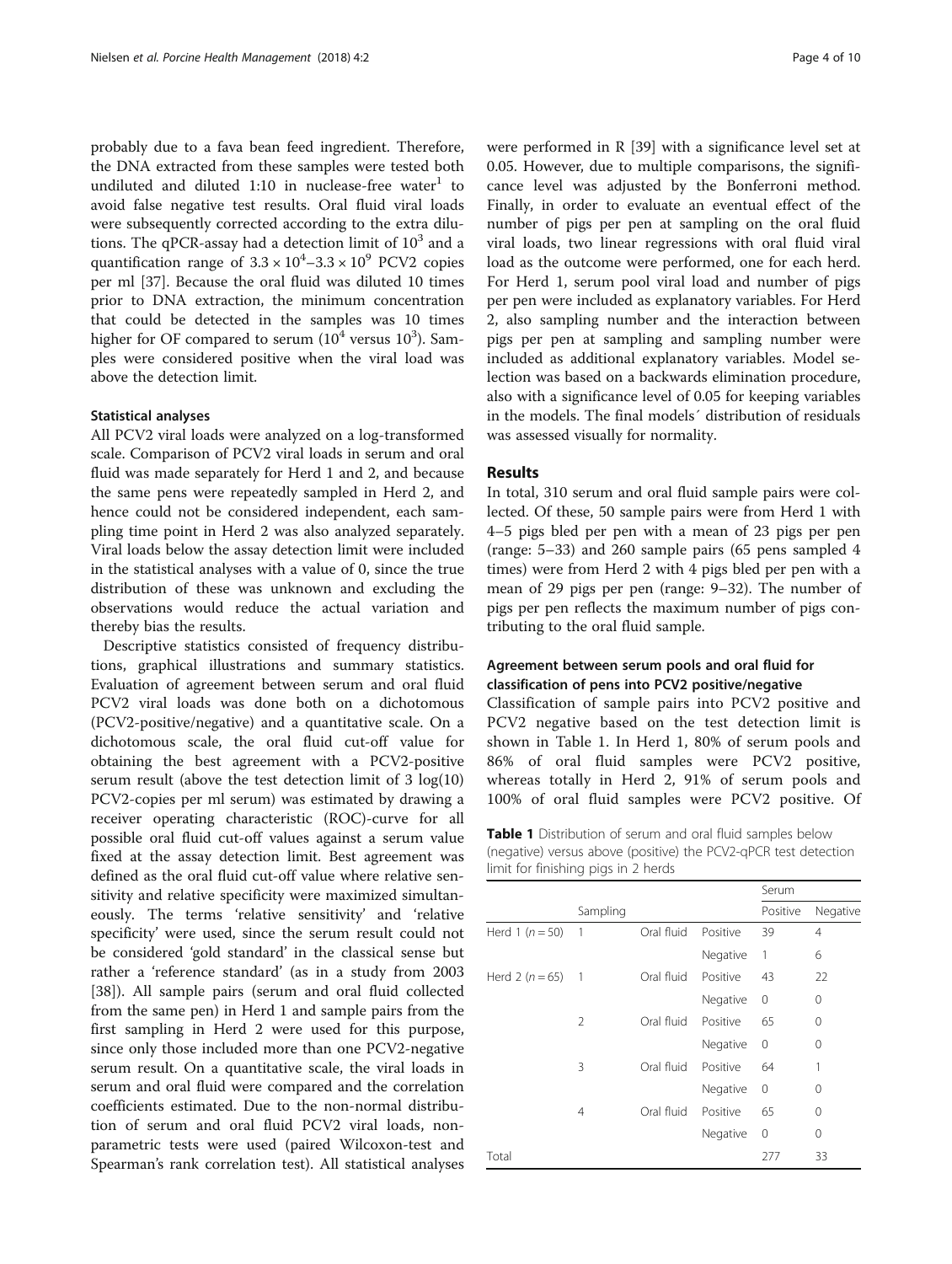probably due to a fava bean feed ingredient. Therefore, the DNA extracted from these samples were tested both undiluted and diluted 1:10 in nuclease-free water[1] to avoid false negative test results. Oral fluid viral loads were subsequently corrected according to the extra dilutions. The qPCR-assay had a detection limit of $10^3$ and a quantification range of $3.3 \times 10^4$–$3.3 \times 10^9$ PCV2 copies per ml [37]. Because the oral fluid was diluted 10 times prior to DNA extraction, the minimum concentration that could be detected in the samples was 10 times higher for OF compared to serum ($10^4$ versus $10^3$). Samples were considered positive when the viral load was above the detection limit.

### Statistical analyses

All PCV2 viral loads were analyzed on a log-transformed scale. Comparison of PCV2 viral loads in serum and oral fluid was made separately for Herd 1 and 2, and because the same pens were repeatedly sampled in Herd 2, and hence could not be considered independent, each sampling time point in Herd 2 was also analyzed separately. Viral loads below the assay detection limit were included in the statistical analyses with a value of 0, since the true distribution of these was unknown and excluding the observations would reduce the actual variation and thereby bias the results.

Descriptive statistics consisted of frequency distributions, graphical illustrations and summary statistics. Evaluation of agreement between serum and oral fluid PCV2 viral loads was done both on a dichotomous (PCV2-positive/negative) and a quantitative scale. On a dichotomous scale, the oral fluid cut-off value for obtaining the best agreement with a PCV2-positive serum result (above the test detection limit of 3 log(10) PCV2-copies per ml serum) was estimated by drawing a receiver operating characteristic (ROC)-curve for all possible oral fluid cut-off values against a serum value fixed at the assay detection limit. Best agreement was defined as the oral fluid cut-off value where relative sensitivity and relative specificity were maximized simultaneously. The terms 'relative sensitivity' and 'relative specificity' were used, since the serum result could not be considered 'gold standard' in the classical sense but rather a 'reference standard' (as in a study from 2003 [38]). All sample pairs (serum and oral fluid collected from the same pen) in Herd 1 and sample pairs from the first sampling in Herd 2 were used for this purpose, since only those included more than one PCV2-negative serum result. On a quantitative scale, the viral loads in serum and oral fluid were compared and the correlation coefficients estimated. Due to the non-normal distribution of serum and oral fluid PCV2 viral loads, non-parametric tests were used (paired Wilcoxon-test and Spearman's rank correlation test). All statistical analyses were performed in R [39] with a significance level set at 0.05. However, due to multiple comparisons, the significance level was adjusted by the Bonferroni method. Finally, in order to evaluate an eventual effect of the number of pigs per pen at sampling on the oral fluid viral loads, two linear regressions with oral fluid viral load as the outcome were performed, one for each herd. For Herd 1, serum pool viral load and number of pigs per pen were included as explanatory variables. For Herd 2, also sampling number and the interaction between pigs per pen at sampling and sampling number were included as additional explanatory variables. Model selection was based on a backwards elimination procedure, also with a significance level of 0.05 for keeping variables in the models. The final models´ distribution of residuals was assessed visually for normality.

## Results

In total, 310 serum and oral fluid sample pairs were collected. Of these, 50 sample pairs were from Herd 1 with 4–5 pigs bled per pen with a mean of 23 pigs per pen (range: 5–33) and 260 sample pairs (65 pens sampled 4 times) were from Herd 2 with 4 pigs bled per pen with a mean of 29 pigs per pen (range: 9–32). The number of pigs per pen reflects the maximum number of pigs contributing to the oral fluid sample.

### Agreement between serum pools and oral fluid for classification of pens into PCV2 positive/negative

Classification of sample pairs into PCV2 positive and PCV2 negative based on the test detection limit is shown in Table 1. In Herd 1, 80% of serum pools and 86% of oral fluid samples were PCV2 positive, whereas totally in Herd 2, 91% of serum pools and 100% of oral fluid samples were PCV2 positive. Of

**Table 1** Distribution of serum and oral fluid samples below (negative) versus above (positive) the PCV2-qPCR test detection limit for finishing pigs in 2 herds

| | Sampling | | | Serum | |
|---|---|---|---|---|---|
| | | | | Positive | Negative |
| Herd 1 ($n = 50$) | 1 | Oral fluid | Positive | 39 | 4 |
| | | | Negative | 1 | 6 |
| Herd 2 ($n = 65$) | 1 | Oral fluid | Positive | 43 | 22 |
| | | | Negative | 0 | 0 |
| | 2 | Oral fluid | Positive | 65 | 0 |
| | | | Negative | 0 | 0 |
| | 3 | Oral fluid | Positive | 64 | 1 |
| | | | Negative | 0 | 0 |
| | 4 | Oral fluid | Positive | 65 | 0 |
| | | | Negative | 0 | 0 |
| Total | | | | 277 | 33 |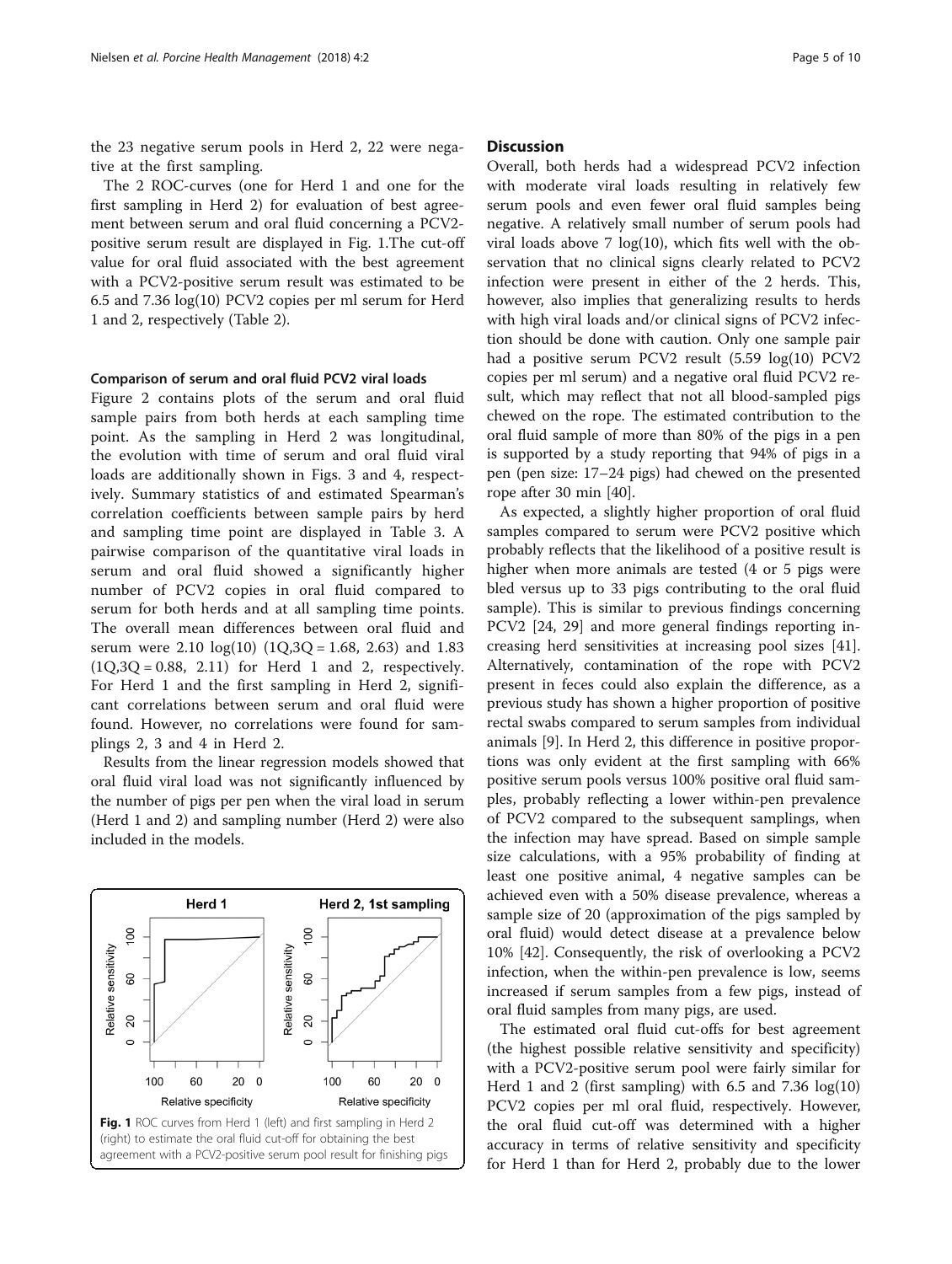the 23 negative serum pools in Herd 2, 22 were negative at the first sampling.

The 2 ROC-curves (one for Herd 1 and one for the first sampling in Herd 2) for evaluation of best agreement between serum and oral fluid concerning a PCV2-positive serum result are displayed in Fig. 1.The cut-off value for oral fluid associated with the best agreement with a PCV2-positive serum result was estimated to be 6.5 and 7.36 log(10) PCV2 copies per ml serum for Herd 1 and 2, respectively (Table 2).

### Comparison of serum and oral fluid PCV2 viral loads

Figure 2 contains plots of the serum and oral fluid sample pairs from both herds at each sampling time point. As the sampling in Herd 2 was longitudinal, the evolution with time of serum and oral fluid viral loads are additionally shown in Figs. 3 and 4, respectively. Summary statistics of and estimated Spearman's correlation coefficients between sample pairs by herd and sampling time point are displayed in Table 3. A pairwise comparison of the quantitative viral loads in serum and oral fluid showed a significantly higher number of PCV2 copies in oral fluid compared to serum for both herds and at all sampling time points. The overall mean differences between oral fluid and serum were 2.10 log(10) (1Q,3Q = 1.68, 2.63) and 1.83 (1Q,3Q = 0.88, 2.11) for Herd 1 and 2, respectively. For Herd 1 and the first sampling in Herd 2, significant correlations between serum and oral fluid were found. However, no correlations were found for samplings 2, 3 and 4 in Herd 2.

Results from the linear regression models showed that oral fluid viral load was not significantly influenced by the number of pigs per pen when the viral load in serum (Herd 1 and 2) and sampling number (Herd 2) were also included in the models.

**Fig. 1** ROC curves from Herd 1 (left) and first sampling in Herd 2 (right) to estimate the oral fluid cut-off for obtaining the best agreement with a PCV2-positive serum pool result for finishing pigs

## Discussion

Overall, both herds had a widespread PCV2 infection with moderate viral loads resulting in relatively few serum pools and even fewer oral fluid samples being negative. A relatively small number of serum pools had viral loads above 7 log(10), which fits well with the observation that no clinical signs clearly related to PCV2 infection were present in either of the 2 herds. This, however, also implies that generalizing results to herds with high viral loads and/or clinical signs of PCV2 infection should be done with caution. Only one sample pair had a positive serum PCV2 result (5.59 log(10) PCV2 copies per ml serum) and a negative oral fluid PCV2 result, which may reflect that not all blood-sampled pigs chewed on the rope. The estimated contribution to the oral fluid sample of more than 80% of the pigs in a pen is supported by a study reporting that 94% of pigs in a pen (pen size: 17–24 pigs) had chewed on the presented rope after 30 min [40].

As expected, a slightly higher proportion of oral fluid samples compared to serum were PCV2 positive which probably reflects that the likelihood of a positive result is higher when more animals are tested (4 or 5 pigs were bled versus up to 33 pigs contributing to the oral fluid sample). This is similar to previous findings concerning PCV2 [24, 29] and more general findings reporting increasing herd sensitivities at increasing pool sizes [41]. Alternatively, contamination of the rope with PCV2 present in feces could also explain the difference, as a previous study has shown a higher proportion of positive rectal swabs compared to serum samples from individual animals [9]. In Herd 2, this difference in positive proportions was only evident at the first sampling with 66% positive serum pools versus 100% positive oral fluid samples, probably reflecting a lower within-pen prevalence of PCV2 compared to the subsequent samplings, when the infection may have spread. Based on simple sample size calculations, with a 95% probability of finding at least one positive animal, 4 negative samples can be achieved even with a 50% disease prevalence, whereas a sample size of 20 (approximation of the pigs sampled by oral fluid) would detect disease at a prevalence below 10% [42]. Consequently, the risk of overlooking a PCV2 infection, when the within-pen prevalence is low, seems increased if serum samples from a few pigs, instead of oral fluid samples from many pigs, are used.

The estimated oral fluid cut-offs for best agreement (the highest possible relative sensitivity and specificity) with a PCV2-positive serum pool were fairly similar for Herd 1 and 2 (first sampling) with 6.5 and 7.36 log(10) PCV2 copies per ml oral fluid, respectively. However, the oral fluid cut-off was determined with a higher accuracy in terms of relative sensitivity and specificity for Herd 1 than for Herd 2, probably due to the lower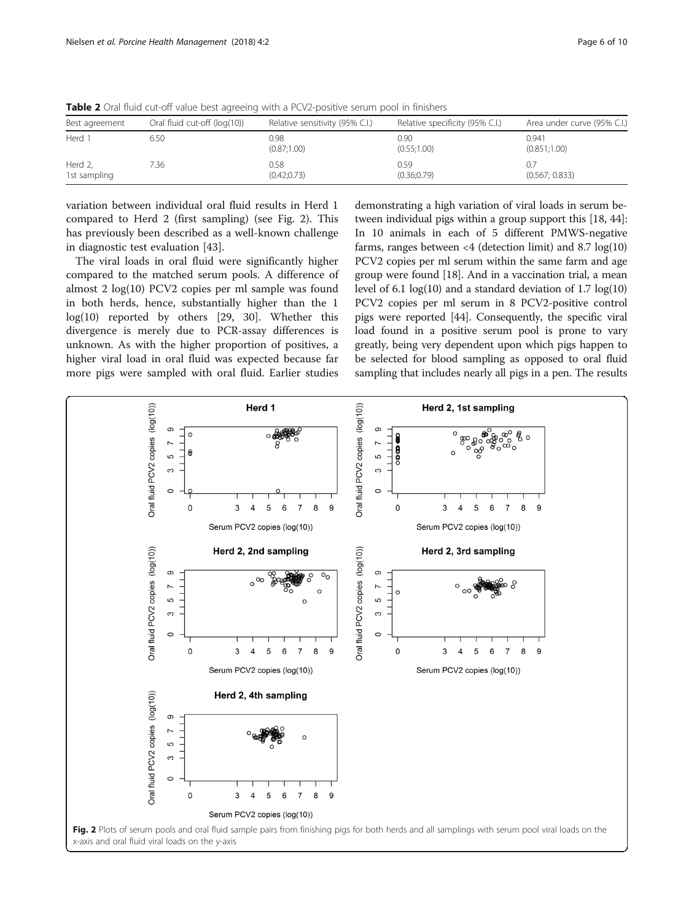**Table 2** Oral fluid cut-off value best agreeing with a PCV2-positive serum pool in finishers

| Best agreement | Oral fluid cut-off (log(10)) | Relative sensitivity (95% C.I.) | Relative specificity (95% C.I.) | Area under curve (95% C.I.) |
| --- | --- | --- | --- | --- |
| Herd 1 | 6.50 | 0.98 (0.87;1.00) | 0.90 (0.55;1.00) | 0.941 (0.851;1.00) |
| Herd 2, 1st sampling | 7.36 | 0.58 (0.42;0.73) | 0.59 (0.36;0.79) | 0.7 (0.567; 0.833) |

variation between individual oral fluid results in Herd 1 compared to Herd 2 (first sampling) (see Fig. 2). This has previously been described as a well-known challenge in diagnostic test evaluation [43].

The viral loads in oral fluid were significantly higher compared to the matched serum pools. A difference of almost 2 log(10) PCV2 copies per ml sample was found in both herds, hence, substantially higher than the 1 log(10) reported by others [29, 30]. Whether this divergence is merely due to PCR-assay differences is unknown. As with the higher proportion of positives, a higher viral load in oral fluid was expected because far more pigs were sampled with oral fluid. Earlier studies demonstrating a high variation of viral loads in serum between individual pigs within a group support this [18, 44]: In 10 animals in each of 5 different PMWS-negative farms, ranges between <4 (detection limit) and 8.7 log(10) PCV2 copies per ml serum within the same farm and age group were found [18]. And in a vaccination trial, a mean level of 6.1 log(10) and a standard deviation of 1.7 log(10) PCV2 copies per ml serum in 8 PCV2-positive control pigs were reported [44]. Consequently, the specific viral load found in a positive serum pool is prone to vary greatly, being very dependent upon which pigs happen to be selected for blood sampling as opposed to oral fluid sampling that includes nearly all pigs in a pen. The results

**Fig. 2** Plots of serum pools and oral fluid sample pairs from finishing pigs for both herds and all samplings with serum pool viral loads on the x-axis and oral fluid viral loads on the y-axis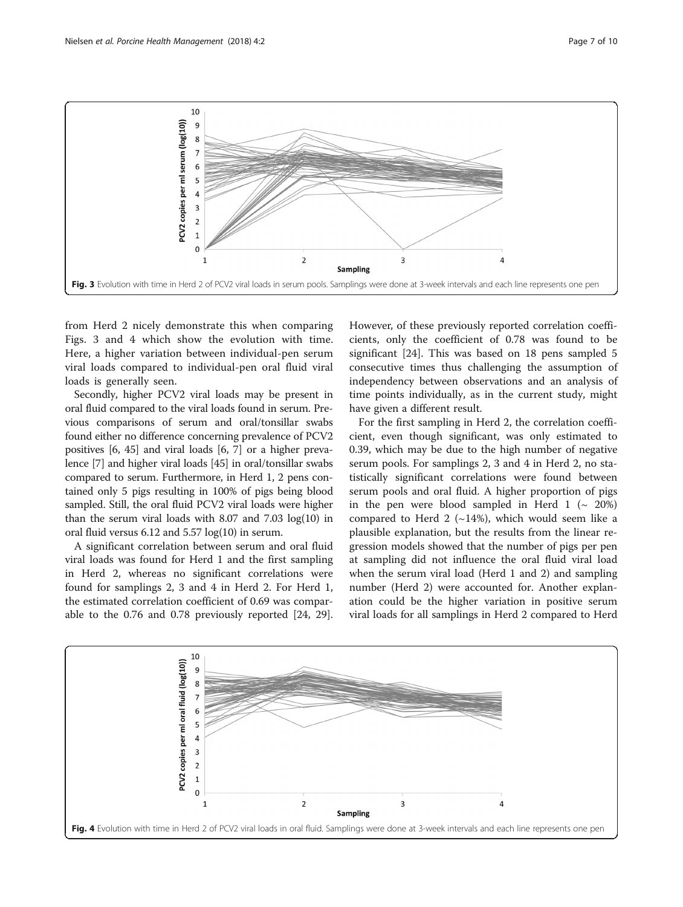Fig. 3 Evolution with time in Herd 2 of PCV2 viral loads in serum pools. Samplings were done at 3-week intervals and each line represents one pen

from Herd 2 nicely demonstrate this when comparing Figs. 3 and 4 which show the evolution with time. Here, a higher variation between individual-pen serum viral loads compared to individual-pen oral fluid viral loads is generally seen.

Secondly, higher PCV2 viral loads may be present in oral fluid compared to the viral loads found in serum. Previous comparisons of serum and oral/tonsillar swabs found either no difference concerning prevalence of PCV2 positives [6, 45] and viral loads [6, 7] or a higher prevalence [7] and higher viral loads [45] in oral/tonsillar swabs compared to serum. Furthermore, in Herd 1, 2 pens contained only 5 pigs resulting in 100% of pigs being blood sampled. Still, the oral fluid PCV2 viral loads were higher than the serum viral loads with 8.07 and 7.03 log(10) in oral fluid versus 6.12 and 5.57 log(10) in serum.

A significant correlation between serum and oral fluid viral loads was found for Herd 1 and the first sampling in Herd 2, whereas no significant correlations were found for samplings 2, 3 and 4 in Herd 2. For Herd 1, the estimated correlation coefficient of 0.69 was comparable to the 0.76 and 0.78 previously reported [24, 29]. However, of these previously reported correlation coefficients, only the coefficient of 0.78 was found to be significant [24]. This was based on 18 pens sampled 5 consecutive times thus challenging the assumption of independency between observations and an analysis of time points individually, as in the current study, might have given a different result.

For the first sampling in Herd 2, the correlation coefficient, even though significant, was only estimated to 0.39, which may be due to the high number of negative serum pools. For samplings 2, 3 and 4 in Herd 2, no statistically significant correlations were found between serum pools and oral fluid. A higher proportion of pigs in the pen were blood sampled in Herd 1 (~ 20%) compared to Herd 2 (~14%), which would seem like a plausible explanation, but the results from the linear regression models showed that the number of pigs per pen at sampling did not influence the oral fluid viral load when the serum viral load (Herd 1 and 2) and sampling number (Herd 2) were accounted for. Another explanation could be the higher variation in positive serum viral loads for all samplings in Herd 2 compared to Herd

Fig. 4 Evolution with time in Herd 2 of PCV2 viral loads in oral fluid. Samplings were done at 3-week intervals and each line represents one pen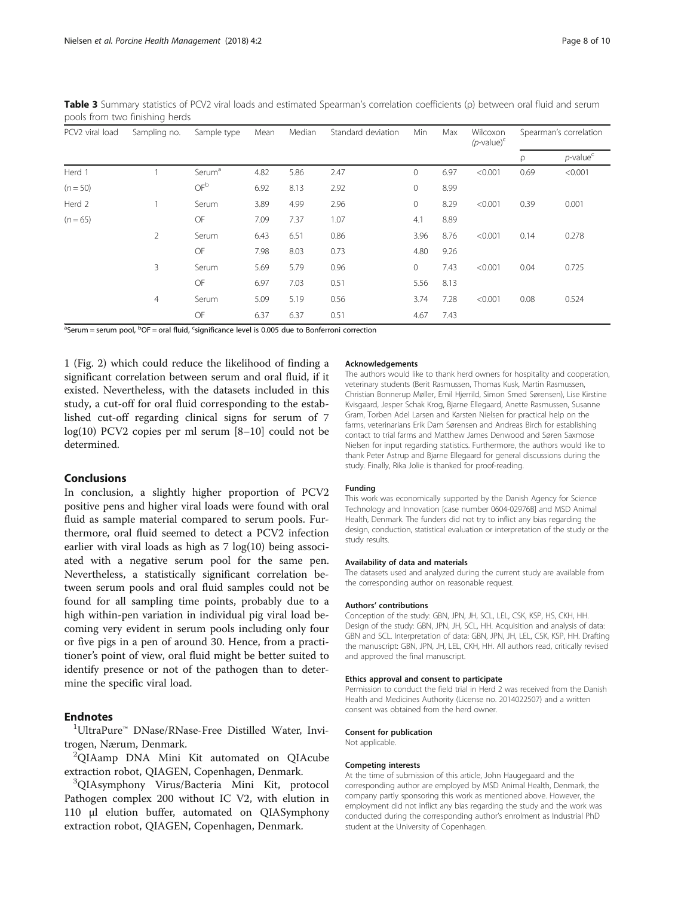**Table 3** Summary statistics of PCV2 viral loads and estimated Spearman's correlation coefficients (ρ) between oral fluid and serum pools from two finishing herds

| PCV2 viral load | Sampling no. | Sample type | Mean | Median | Standard deviation | Min | Max | Wilcoxon (*p*-value)[c] | Spearman's correlation | |
|---|---|---|---|---|---|---|---|---|---|---|
| | | | | | | | | | ρ | *p*-value[c] |
| Herd 1 | 1 | Serum[a] | 4.82 | 5.86 | 2.47 | 0 | 6.97 | <0.001 | 0.69 | <0.001 |
| (*n* = 50) | | OF[b] | 6.92 | 8.13 | 2.92 | 0 | 8.99 | | | |
| Herd 2 | 1 | Serum | 3.89 | 4.99 | 2.96 | 0 | 8.29 | <0.001 | 0.39 | 0.001 |
| (*n* = 65) | | OF | 7.09 | 7.37 | 1.07 | 4.1 | 8.89 | | | |
| | 2 | Serum | 6.43 | 6.51 | 0.86 | 3.96 | 8.76 | <0.001 | 0.14 | 0.278 |
| | | OF | 7.98 | 8.03 | 0.73 | 4.80 | 9.26 | | | |
| | 3 | Serum | 5.69 | 5.79 | 0.96 | 0 | 7.43 | <0.001 | 0.04 | 0.725 |
| | | OF | 6.97 | 7.03 | 0.51 | 5.56 | 8.13 | | | |
| | 4 | Serum | 5.09 | 5.19 | 0.56 | 3.74 | 7.28 | <0.001 | 0.08 | 0.524 |
| | | OF | 6.37 | 6.37 | 0.51 | 4.67 | 7.43 | | | |

[a]Serum = serum pool, [b]OF = oral fluid, [c]significance level is 0.005 due to Bonferroni correction

1 (Fig. 2) which could reduce the likelihood of finding a significant correlation between serum and oral fluid, if it existed. Nevertheless, with the datasets included in this study, a cut-off for oral fluid corresponding to the established cut-off regarding clinical signs for serum of 7 log(10) PCV2 copies per ml serum [8–10] could not be determined.

## Conclusions

In conclusion, a slightly higher proportion of PCV2 positive pens and higher viral loads were found with oral fluid as sample material compared to serum pools. Furthermore, oral fluid seemed to detect a PCV2 infection earlier with viral loads as high as 7 log(10) being associated with a negative serum pool for the same pen. Nevertheless, a statistically significant correlation between serum pools and oral fluid samples could not be found for all sampling time points, probably due to a high within-pen variation in individual pig viral load becoming very evident in serum pools including only four or five pigs in a pen of around 30. Hence, from a practitioner's point of view, oral fluid might be better suited to identify presence or not of the pathogen than to determine the specific viral load.

## Endnotes

[1]UltraPure™ DNase/RNase-Free Distilled Water, Invitrogen, Nærum, Denmark.

[2]QIAamp DNA Mini Kit automated on QIAcube extraction robot, QIAGEN, Copenhagen, Denmark.

[3]QIAsymphony Virus/Bacteria Mini Kit, protocol Pathogen complex 200 without IC V2, with elution in 110 μl elution buffer, automated on QIASymphony extraction robot, QIAGEN, Copenhagen, Denmark.

#### Acknowledgements

The authors would like to thank herd owners for hospitality and cooperation, veterinary students (Berit Rasmussen, Thomas Kusk, Martin Rasmussen, Christian Bonnerup Møller, Emil Hjerrild, Simon Smed Sørensen), Lise Kirstine Kvisgaard, Jesper Schak Krog, Bjarne Ellegaard, Anette Rasmussen, Susanne Gram, Torben Adel Larsen and Karsten Nielsen for practical help on the farms, veterinarians Erik Dam Sørensen and Andreas Birch for establishing contact to trial farms and Matthew James Denwood and Søren Saxmose Nielsen for input regarding statistics. Furthermore, the authors would like to thank Peter Astrup and Bjarne Ellegaard for general discussions during the study. Finally, Rika Jolie is thanked for proof-reading.

#### Funding

This work was economically supported by the Danish Agency for Science Technology and Innovation [case number 0604-02976B] and MSD Animal Health, Denmark. The funders did not try to inflict any bias regarding the design, conduction, statistical evaluation or interpretation of the study or the study results.

#### Availability of data and materials

The datasets used and analyzed during the current study are available from the corresponding author on reasonable request.

#### Authors' contributions

Conception of the study: GBN, JPN, JH, SCL, LEL, CSK, KSP, HS, CKH, HH. Design of the study: GBN, JPN, JH, SCL, HH. Acquisition and analysis of data: GBN and SCL. Interpretation of data: GBN, JPN, JH, LEL, CSK, KSP, HH. Drafting the manuscript: GBN, JPN, JH, LEL, CKH, HH. All authors read, critically revised and approved the final manuscript.

#### Ethics approval and consent to participate

Permission to conduct the field trial in Herd 2 was received from the Danish Health and Medicines Authority (License no. 2014022507) and a written consent was obtained from the herd owner.

#### Consent for publication

Not applicable.

#### Competing interests

At the time of submission of this article, John Haugegaard and the corresponding author are employed by MSD Animal Health, Denmark, the company partly sponsoring this work as mentioned above. However, the employment did not inflict any bias regarding the study and the work was conducted during the corresponding author's enrolment as Industrial PhD student at the University of Copenhagen.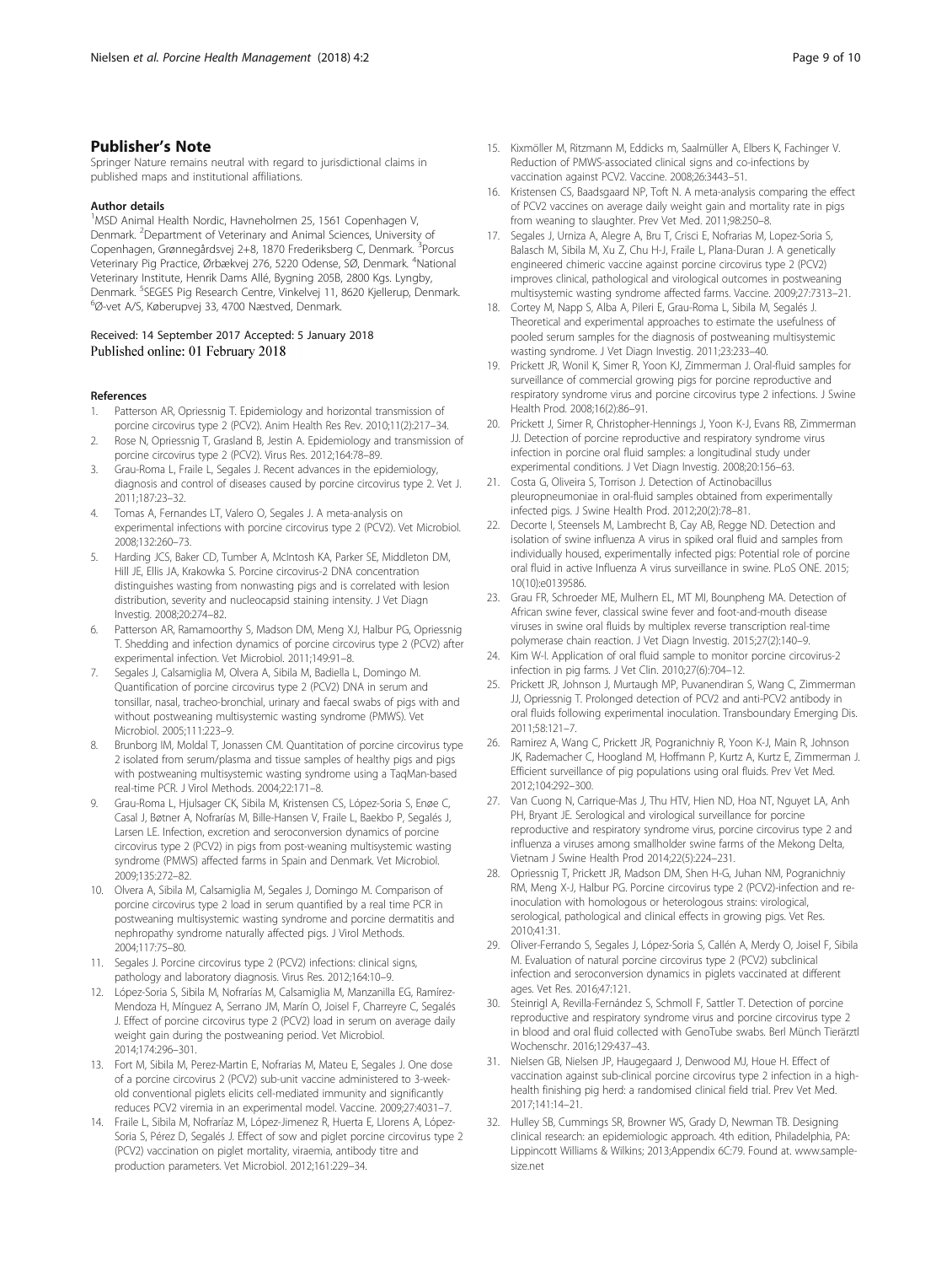## Publisher's Note

Springer Nature remains neutral with regard to jurisdictional claims in published maps and institutional affiliations.

### Author details

[1]MSD Animal Health Nordic, Havneholmen 25, 1561 Copenhagen V, Denmark. [2]Department of Veterinary and Animal Sciences, University of Copenhagen, Grønnegårdsvej 2+8, 1870 Frederiksberg C, Denmark. [3]Porcus Veterinary Pig Practice, Ørbækvej 276, 5220 Odense, SØ, Denmark. [4]National Veterinary Institute, Henrik Dams Allé, Bygning 205B, 2800 Kgs. Lyngby, Denmark. [5]SEGES Pig Research Centre, Vinkelvej 11, 8620 Kjellerup, Denmark. [6]Ø-vet A/S, Køberupvej 33, 4700 Næstved, Denmark.

Received: 14 September 2017 Accepted: 5 January 2018
Published online: 01 February 2018

### References

1. Patterson AR, Opriessnig T. Epidemiology and horizontal transmission of porcine circovirus type 2 (PCV2). Anim Health Res Rev. 2010;11(2):217–34.
2. Rose N, Opriessnig T, Grasland B, Jestin A. Epidemiology and transmission of porcine circovirus type 2 (PCV2). Virus Res. 2012;164:78–89.
3. Grau-Roma L, Fraile L, Segales J. Recent advances in the epidemiology, diagnosis and control of diseases caused by porcine circovirus type 2. Vet J. 2011;187:23–32.
4. Tomas A, Fernandes LT, Valero O, Segales J. A meta-analysis on experimental infections with porcine circovirus type 2 (PCV2). Vet Microbiol. 2008;132:260–73.
5. Harding JCS, Baker CD, Tumber A, McIntosh KA, Parker SE, Middleton DM, Hill JE, Ellis JA, Krakowka S. Porcine circovirus-2 DNA concentration distinguishes wasting from nonwasting pigs and is correlated with lesion distribution, severity and nucleocapsid staining intensity. J Vet Diagn Investig. 2008;20:274–82.
6. Patterson AR, Ramamoorthy S, Madson DM, Meng XJ, Halbur PG, Opriessnig T. Shedding and infection dynamics of porcine circovirus type 2 (PCV2) after experimental infection. Vet Microbiol. 2011;149:91–8.
7. Segales J, Calsamiglia M, Olvera A, Sibila M, Badiella L, Domingo M. Quantification of porcine circovirus type 2 (PCV2) DNA in serum and tonsillar, nasal, tracheo-bronchial, urinary and faecal swabs of pigs with and without postweaning multisystemic wasting syndrome (PMWS). Vet Microbiol. 2005;111:223–9.
8. Brunborg IM, Moldal T, Jonassen CM. Quantitation of porcine circovirus type 2 isolated from serum/plasma and tissue samples of healthy pigs and pigs with postweaning multisystemic wasting syndrome using a TaqMan-based real-time PCR. J Virol Methods. 2004;22:171–8.
9. Grau-Roma L, Hjulsager CK, Sibila M, Kristensen CS, López-Soria S, Enøe C, Casal J, Bøtner A, Nofrarías M, Bille-Hansen V, Fraile L, Baekbo P, Segalés J, Larsen LE. Infection, excretion and seroconversion dynamics of porcine circovirus type 2 (PCV2) in pigs from post-weaning multisystemic wasting syndrome (PMWS) affected farms in Spain and Denmark. Vet Microbiol. 2009;135:272–82.
10. Olvera A, Sibila M, Calsamiglia M, Segales J, Domingo M. Comparison of porcine circovirus type 2 load in serum quantified by a real time PCR in postweaning multisystemic wasting syndrome and porcine dermatitis and nephropathy syndrome naturally affected pigs. J Virol Methods. 2004;117:75–80.
11. Segales J. Porcine circovirus type 2 (PCV2) infections: clinical signs, pathology and laboratory diagnosis. Virus Res. 2012;164:10–9.
12. López-Soria S, Sibila M, Nofrarías M, Calsamiglia M, Manzanilla EG, Ramírez-Mendoza H, Mínguez A, Serrano JM, Marín O, Joisel F, Charreyre C, Segalés J. Effect of porcine circovirus type 2 (PCV2) load in serum on average daily weight gain during the postweaning period. Vet Microbiol. 2014;174:296–301.
13. Fort M, Sibila M, Perez-Martin E, Nofrarias M, Mateu E, Segales J. One dose of a porcine circovirus 2 (PCV2) sub-unit vaccine administered to 3-week-old conventional piglets elicits cell-mediated immunity and significantly reduces PCV2 viremia in an experimental model. Vaccine. 2009;27:4031–7.
14. Fraile L, Sibila M, Nofraríaz M, López-Jimenez R, Huerta E, Llorens A, López-Soria S, Pérez D, Segalés J. Effect of sow and piglet porcine circovirus type 2 (PCV2) vaccination on piglet mortality, viraemia, antibody titre and production parameters. Vet Microbiol. 2012;161:229–34.
15. Kixmöller M, Ritzmann M, Eddicks m, Saalmüller A, Elbers K, Fachinger V. Reduction of PMWS-associated clinical signs and co-infections by vaccination against PCV2. Vaccine. 2008;26:3443–51.
16. Kristensen CS, Baadsgaard NP, Toft N. A meta-analysis comparing the effect of PCV2 vaccines on average daily weight gain and mortality rate in pigs from weaning to slaughter. Prev Vet Med. 2011;98:250–8.
17. Segales J, Urniza A, Alegre A, Bru T, Crisci E, Nofrarias M, Lopez-Soria S, Balasch M, Sibila M, Xu Z, Chu H-J, Fraile L, Plana-Duran J. A genetically engineered chimeric vaccine against porcine circovirus type 2 (PCV2) improves clinical, pathological and virological outcomes in postweaning multisystemic wasting syndrome affected farms. Vaccine. 2009;27:7313–21.
18. Cortey M, Napp S, Alba A, Pileri E, Grau-Roma L, Sibila M, Segalés J. Theoretical and experimental approaches to estimate the usefulness of pooled serum samples for the diagnosis of postweaning multisystemic wasting syndrome. J Vet Diagn Investig. 2011;23:233–40.
19. Prickett JR, Wonil K, Simer R, Yoon KJ, Zimmerman J. Oral-fluid samples for surveillance of commercial growing pigs for porcine reproductive and respiratory syndrome virus and porcine circovirus type 2 infections. J Swine Health Prod. 2008;16(2):86–91.
20. Prickett J, Simer R, Christopher-Hennings J, Yoon K-J, Evans RB, Zimmerman JJ. Detection of porcine reproductive and respiratory syndrome virus infection in porcine oral fluid samples: a longitudinal study under experimental conditions. J Vet Diagn Investig. 2008;20:156–63.
21. Costa G, Oliveira S, Torrison J. Detection of Actinobacillus pleuropneumoniae in oral-fluid samples obtained from experimentally infected pigs. J Swine Health Prod. 2012;20(2):78–81.
22. Decorte I, Steensels M, Lambrecht B, Cay AB, Regge ND. Detection and isolation of swine influenza A virus in spiked oral fluid and samples from individually housed, experimentally infected pigs: Potential role of porcine oral fluid in active Influenza A virus surveillance in swine. PLoS ONE. 2015; 10(10):e0139586.
23. Grau FR, Schroeder ME, Mulhern EL, MT MI, Bounpheng MA. Detection of African swine fever, classical swine fever and foot-and-mouth disease viruses in swine oral fluids by multiplex reverse transcription real-time polymerase chain reaction. J Vet Diagn Investig. 2015;27(2):140–9.
24. Kim W-I. Application of oral fluid sample to monitor porcine circovirus-2 infection in pig farms. J Vet Clin. 2010;27(6):704–12.
25. Prickett JR, Johnson J, Murtaugh MP, Puvanendiran S, Wang C, Zimmerman JJ, Opriessnig T. Prolonged detection of PCV2 and anti-PCV2 antibody in oral fluids following experimental inoculation. Transboundary Emerging Dis. 2011;58:121–7.
26. Ramirez A, Wang C, Prickett JR, Pogranichniy R, Yoon K-J, Main R, Johnson JK, Rademacher C, Hoogland M, Hoffmann P, Kurtz A, Kurtz E, Zimmerman J. Efficient surveillance of pig populations using oral fluids. Prev Vet Med. 2012;104:292–300.
27. Van Cuong N, Carrique-Mas J, Thu HTV, Hien ND, Hoa NT, Nguyet LA, Anh PH, Bryant JE. Serological and virological surveillance for porcine reproductive and respiratory syndrome virus, porcine circovirus type 2 and influenza a viruses among smallholder swine farms of the Mekong Delta, Vietnam J Swine Health Prod 2014;22(5):224–231.
28. Opriessnig T, Prickett JR, Madson DM, Shen H-G, Juhan NM, Pogranichniy RM, Meng X-J, Halbur PG. Porcine circovirus type 2 (PCV2)-infection and re-inoculation with homologous or heterologous strains: virological, serological, pathological and clinical effects in growing pigs. Vet Res. 2010;41:31.
29. Oliver-Ferrando S, Segales J, López-Soria S, Callén A, Merdy O, Joisel F, Sibila M. Evaluation of natural porcine circovirus type 2 (PCV2) subclinical infection and seroconversion dynamics in piglets vaccinated at different ages. Vet Res. 2016;47:121.
30. Steinrigl A, Revilla-Fernández S, Schmoll F, Sattler T. Detection of porcine reproductive and respiratory syndrome virus and porcine circovirus type 2 in blood and oral fluid collected with GenoTube swabs. Berl Münch Tierärztl Wochenschr. 2016;129:437–43.
31. Nielsen GB, Nielsen JP, Haugegaard J, Denwood MJ, Houe H. Effect of vaccination against sub-clinical porcine circovirus type 2 infection in a high-health finishing pig herd: a randomised clinical field trial. Prev Vet Med. 2017;141:14–21.
32. Hulley SB, Cummings SR, Browner WS, Grady D, Newman TB. Designing clinical research: an epidemiologic approach. 4th edition, Philadelphia, PA: Lippincott Williams & Wilkins; 2013;Appendix 6C:79. Found at. www.sample-size.net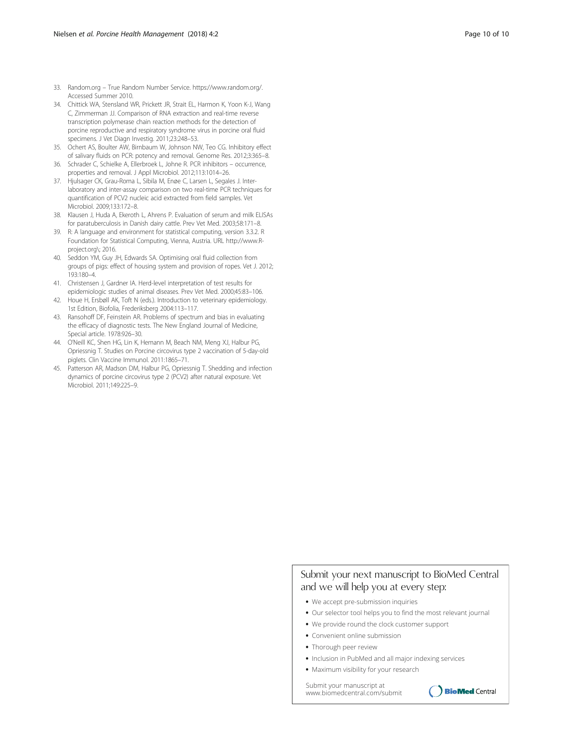33. Random.org – True Random Number Service. https://www.random.org/. Accessed Summer 2010.
34. Chittick WA, Stensland WR, Prickett JR, Strait EL, Harmon K, Yoon K-J, Wang C, Zimmerman JJ. Comparison of RNA extraction and real-time reverse transcription polymerase chain reaction methods for the detection of porcine reproductive and respiratory syndrome virus in porcine oral fluid specimens. J Vet Diagn Investig. 2011;23:248–53.
35. Ochert AS, Boulter AW, Birnbaum W, Johnson NW, Teo CG. Inhibitory effect of salivary fluids on PCR: potency and removal. Genome Res. 2012;3:365–8.
36. Schrader C, Schielke A, Ellerbroek L, Johne R. PCR inhibitors – occurrence, properties and removal. J Appl Microbiol. 2012;113:1014–26.
37. Hjulsager CK, Grau-Roma L, Sibila M, Enøe C, Larsen L, Segales J. Inter-laboratory and inter-assay comparison on two real-time PCR techniques for quantification of PCV2 nucleic acid extracted from field samples. Vet Microbiol. 2009;133:172–8.
38. Klausen J, Huda A, Ekeroth L, Ahrens P. Evaluation of serum and milk ELISAs for paratuberculosis in Danish dairy cattle. Prev Vet Med. 2003;58:171–8.
39. R: A language and environment for statistical computing, version 3.3.2. R Foundation for Statistical Computing, Vienna, Austria. URL http://www.R-project.org\; 2016.
40. Seddon YM, Guy JH, Edwards SA. Optimising oral fluid collection from groups of pigs: effect of housing system and provision of ropes. Vet J. 2012; 193:180–4.
41. Christensen J, Gardner IA. Herd-level interpretation of test results for epidemiologic studies of animal diseases. Prev Vet Med. 2000;45:83–106.
42. Houe H, Ersbøll AK, Toft N (eds.). Introduction to veterinary epidemiology. 1st Edition, Biofolia, Frederiksberg 2004:113–117.
43. Ransohoff DF, Feinstein AR. Problems of spectrum and bias in evaluating the efficacy of diagnostic tests. The New England Journal of Medicine, Special article. 1978:926–30.
44. O'Neill KC, Shen HG, Lin K, Hemann M, Beach NM, Meng XJ, Halbur PG, Opriessnig T. Studies on Porcine circovirus type 2 vaccination of 5-day-old piglets. Clin Vaccine Immunol. 2011:1865–71.
45. Patterson AR, Madson DM, Halbur PG, Opriessnig T. Shedding and infection dynamics of porcine circovirus type 2 (PCV2) after natural exposure. Vet Microbiol. 2011;149:225–9.

Submit your next manuscript to BioMed Central and we will help you at every step:

- We accept pre-submission inquiries
- Our selector tool helps you to find the most relevant journal
- We provide round the clock customer support
- Convenient online submission
- Thorough peer review
- Inclusion in PubMed and all major indexing services
- Maximum visibility for your research

Submit your manuscript at www.biomedcentral.com/submit

BioMed Central